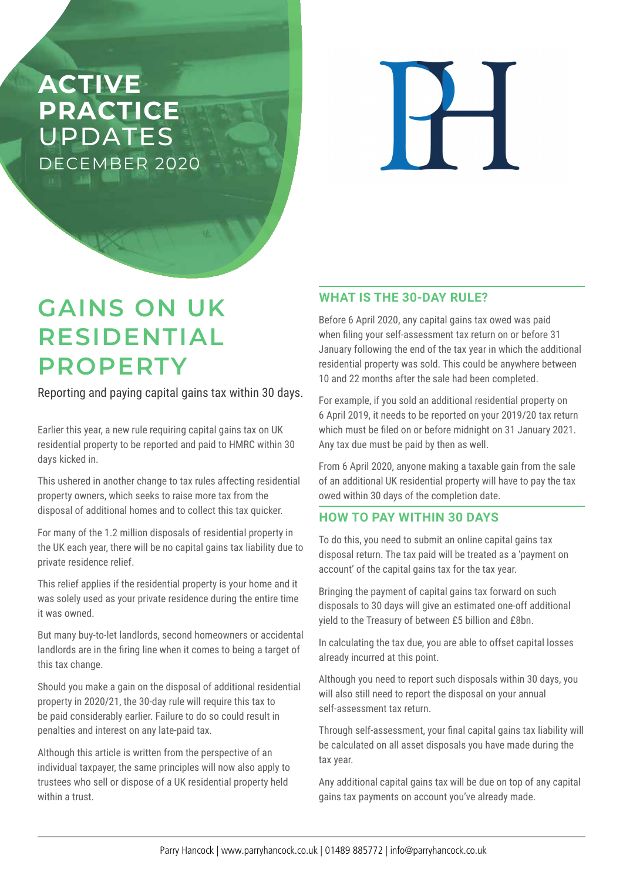**ACTIVE PRACTICE** UPDATES
DECEMBER 2020

# GAINS ON UK RESIDENTIAL PROPERTY

Reporting and paying capital gains tax within 30 days.

Earlier this year, a new rule requiring capital gains tax on UK residential property to be reported and paid to HMRC within 30 days kicked in.

This ushered in another change to tax rules affecting residential property owners, which seeks to raise more tax from the disposal of additional homes and to collect this tax quicker.

For many of the 1.2 million disposals of residential property in the UK each year, there will be no capital gains tax liability due to private residence relief.

This relief applies if the residential property is your home and it was solely used as your private residence during the entire time it was owned.

But many buy-to-let landlords, second homeowners or accidental landlords are in the firing line when it comes to being a target of this tax change.

Should you make a gain on the disposal of additional residential property in 2020/21, the 30-day rule will require this tax to be paid considerably earlier. Failure to do so could result in penalties and interest on any late-paid tax.

Although this article is written from the perspective of an individual taxpayer, the same principles will now also apply to trustees who sell or dispose of a UK residential property held within a trust.

## WHAT IS THE 30-DAY RULE?

Before 6 April 2020, any capital gains tax owed was paid when filing your self-assessment tax return on or before 31 January following the end of the tax year in which the additional residential property was sold. This could be anywhere between 10 and 22 months after the sale had been completed.

For example, if you sold an additional residential property on 6 April 2019, it needs to be reported on your 2019/20 tax return which must be filed on or before midnight on 31 January 2021. Any tax due must be paid by then as well.

From 6 April 2020, anyone making a taxable gain from the sale of an additional UK residential property will have to pay the tax owed within 30 days of the completion date.

## HOW TO PAY WITHIN 30 DAYS

To do this, you need to submit an online capital gains tax disposal return. The tax paid will be treated as a 'payment on account' of the capital gains tax for the tax year.

Bringing the payment of capital gains tax forward on such disposals to 30 days will give an estimated one-off additional yield to the Treasury of between £5 billion and £8bn.

In calculating the tax due, you are able to offset capital losses already incurred at this point.

Although you need to report such disposals within 30 days, you will also still need to report the disposal on your annual self-assessment tax return.

Through self-assessment, your final capital gains tax liability will be calculated on all asset disposals you have made during the tax year.

Any additional capital gains tax will be due on top of any capital gains tax payments on account you've already made.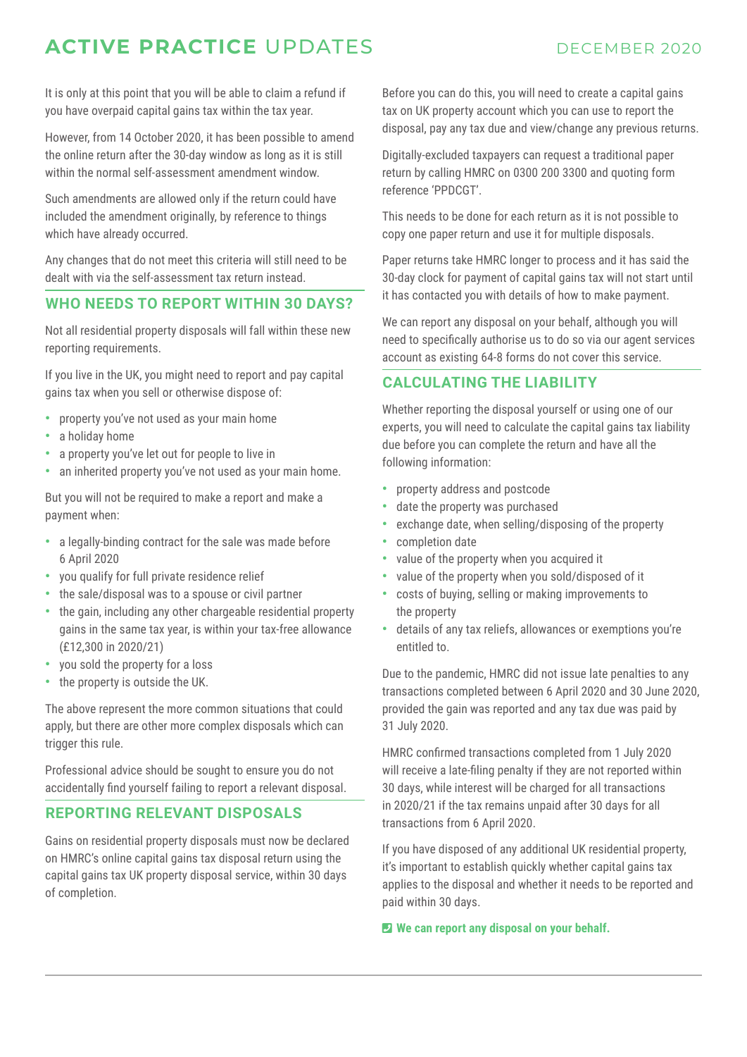It is only at this point that you will be able to claim a refund if you have overpaid capital gains tax within the tax year.

However, from 14 October 2020, it has been possible to amend the online return after the 30-day window as long as it is still within the normal self-assessment amendment window.

Such amendments are allowed only if the return could have included the amendment originally, by reference to things which have already occurred.

Any changes that do not meet this criteria will still need to be dealt with via the self-assessment tax return instead.

## WHO NEEDS TO REPORT WITHIN 30 DAYS?

Not all residential property disposals will fall within these new reporting requirements.

If you live in the UK, you might need to report and pay capital gains tax when you sell or otherwise dispose of:

- property you've not used as your main home
- a holiday home
- a property you've let out for people to live in
- an inherited property you've not used as your main home.

But you will not be required to make a report and make a payment when:

- a legally-binding contract for the sale was made before 6 April 2020
- you qualify for full private residence relief
- the sale/disposal was to a spouse or civil partner
- the gain, including any other chargeable residential property gains in the same tax year, is within your tax-free allowance (£12,300 in 2020/21)
- you sold the property for a loss
- the property is outside the UK.

The above represent the more common situations that could apply, but there are other more complex disposals which can trigger this rule.

Professional advice should be sought to ensure you do not accidentally find yourself failing to report a relevant disposal.

## REPORTING RELEVANT DISPOSALS

Gains on residential property disposals must now be declared on HMRC's online capital gains tax disposal return using the capital gains tax UK property disposal service, within 30 days of completion.

Before you can do this, you will need to create a capital gains tax on UK property account which you can use to report the disposal, pay any tax due and view/change any previous returns.

Digitally-excluded taxpayers can request a traditional paper return by calling HMRC on 0300 200 3300 and quoting form reference 'PPDCGT'.

This needs to be done for each return as it is not possible to copy one paper return and use it for multiple disposals.

Paper returns take HMRC longer to process and it has said the 30-day clock for payment of capital gains tax will not start until it has contacted you with details of how to make payment.

We can report any disposal on your behalf, although you will need to specifically authorise us to do so via our agent services account as existing 64-8 forms do not cover this service.

## CALCULATING THE LIABILITY

Whether reporting the disposal yourself or using one of our experts, you will need to calculate the capital gains tax liability due before you can complete the return and have all the following information:

- property address and postcode
- date the property was purchased
- exchange date, when selling/disposing of the property
- completion date
- value of the property when you acquired it
- value of the property when you sold/disposed of it
- costs of buying, selling or making improvements to the property
- details of any tax reliefs, allowances or exemptions you're entitled to.

Due to the pandemic, HMRC did not issue late penalties to any transactions completed between 6 April 2020 and 30 June 2020, provided the gain was reported and any tax due was paid by 31 July 2020.

HMRC confirmed transactions completed from 1 July 2020 will receive a late-filing penalty if they are not reported within 30 days, while interest will be charged for all transactions in 2020/21 if the tax remains unpaid after 30 days for all transactions from 6 April 2020.

If you have disposed of any additional UK residential property, it's important to establish quickly whether capital gains tax applies to the disposal and whether it needs to be reported and paid within 30 days.

**We can report any disposal on your behalf.**